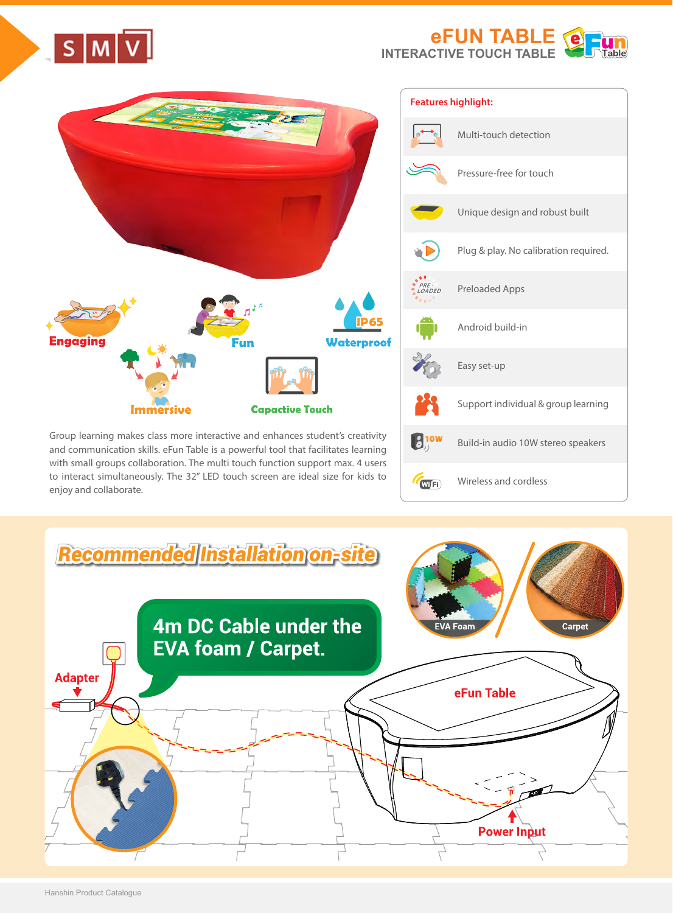SMV

# eFUN TABLE

## INTERACTIVE TOUCH TABLE

Engaging

Fun

IP65 Waterproof

Immersive

Capactive Touch

Group learning makes class more interactive and enhances student's creativity and communication skills. eFun Table is a powerful tool that facilitates learning with small groups collaboration. The multi touch function support max. 4 users to interact simultaneously. The 32" LED touch screen are ideal size for kids to enjoy and collaborate.

**Features highlight:**

- Multi-touch detection
- Pressure-free for touch
- Unique design and robust built
- Plug & play. No calibration required.
- Preloaded Apps
- Android build-in
- Easy set-up
- Support individual & group learning
- Build-in audio 10W stereo speakers
- Wireless and cordless

## Recommended Installation on-site

4m DC Cable under the EVA foam / Carpet.

EVA Foam

Carpet

Adapter

eFun Table

Power Input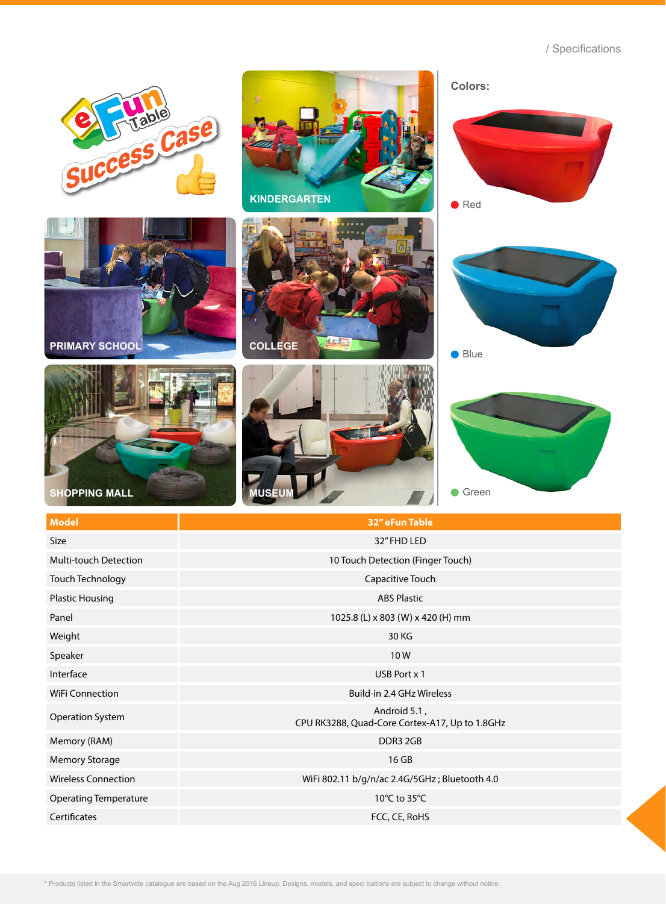/ Specifications

eFun Table Success Case

KINDERGARTEN

PRIMARY SCHOOL

COLLEGE

SHOPPING MALL

MUSEUM

**Colors:**

- Red
- Blue
- Green

| Model | 32" eFun Table |
|---|---|
| Size | 32" FHD LED |
| Multi-touch Detection | 10 Touch Detection (Finger Touch) |
| Touch Technology | Capacitive Touch |
| Plastic Housing | ABS Plastic |
| Panel | 1025.8 (L) x 803 (W) x 420 (H) mm |
| Weight | 30 KG |
| Speaker | 10 W |
| Interface | USB Port x 1 |
| WiFi Connection | Build-in 2.4 GHz Wireless |
| Operation System | Android 5.1 , CPU RK3288, Quad-Core Cortex-A17, Up to 1.8GHz |
| Memory (RAM) | DDR3 2GB |
| Memory Storage | 16 GB |
| Wireless Connection | WiFi 802.11 b/g/n/ac 2.4G/5GHz ; Bluetooth 4.0 |
| Operating Temperature | 10°C to 35°C |
| Certificates | FCC, CE, RoHS |

* Products listed in the Smartvote catalogue are based on the Aug 2016 Lineup. Designs, models, and speci ications are subject to change without notice.